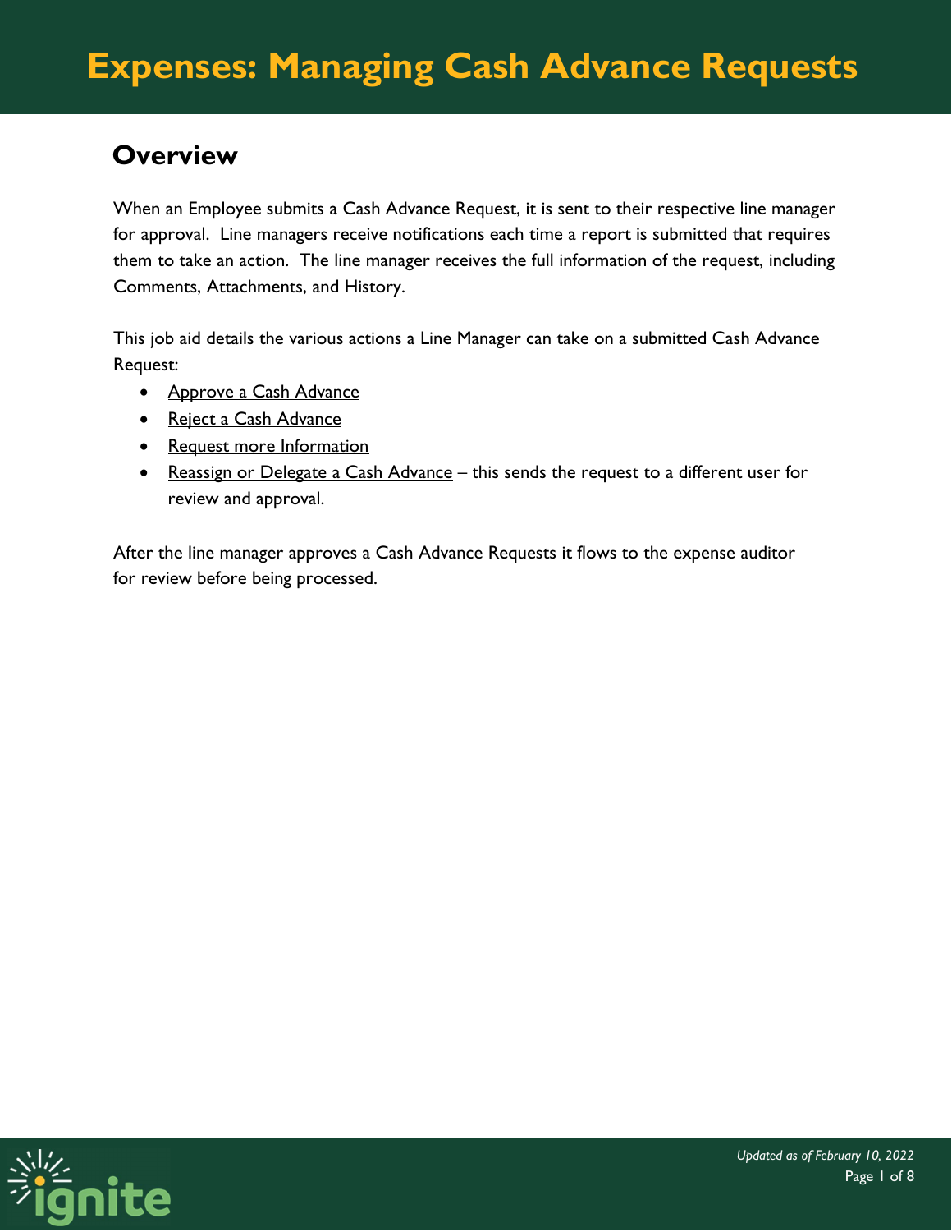# Expenses: Managing Cash Advance Requests

## Overview

When an Employee submits a Cash Advance Request, it is sent to their respective line manager for approval. Line managers receive notifications each time a report is submitted that requires them to take an action. The line manager receives the full information of the request, including Comments, Attachments, and History.

This job aid details the various actions a Line Manager can take on a submitted Cash Advance Request:

- Approve a Cash Advance
- Reject a Cash Advance
- Request more Information
- Reassign or Delegate a Cash Advance – this sends the request to a different user for review and approval.

After the line manager approves a Cash Advance Requests it flows to the expense auditor for review before being processed.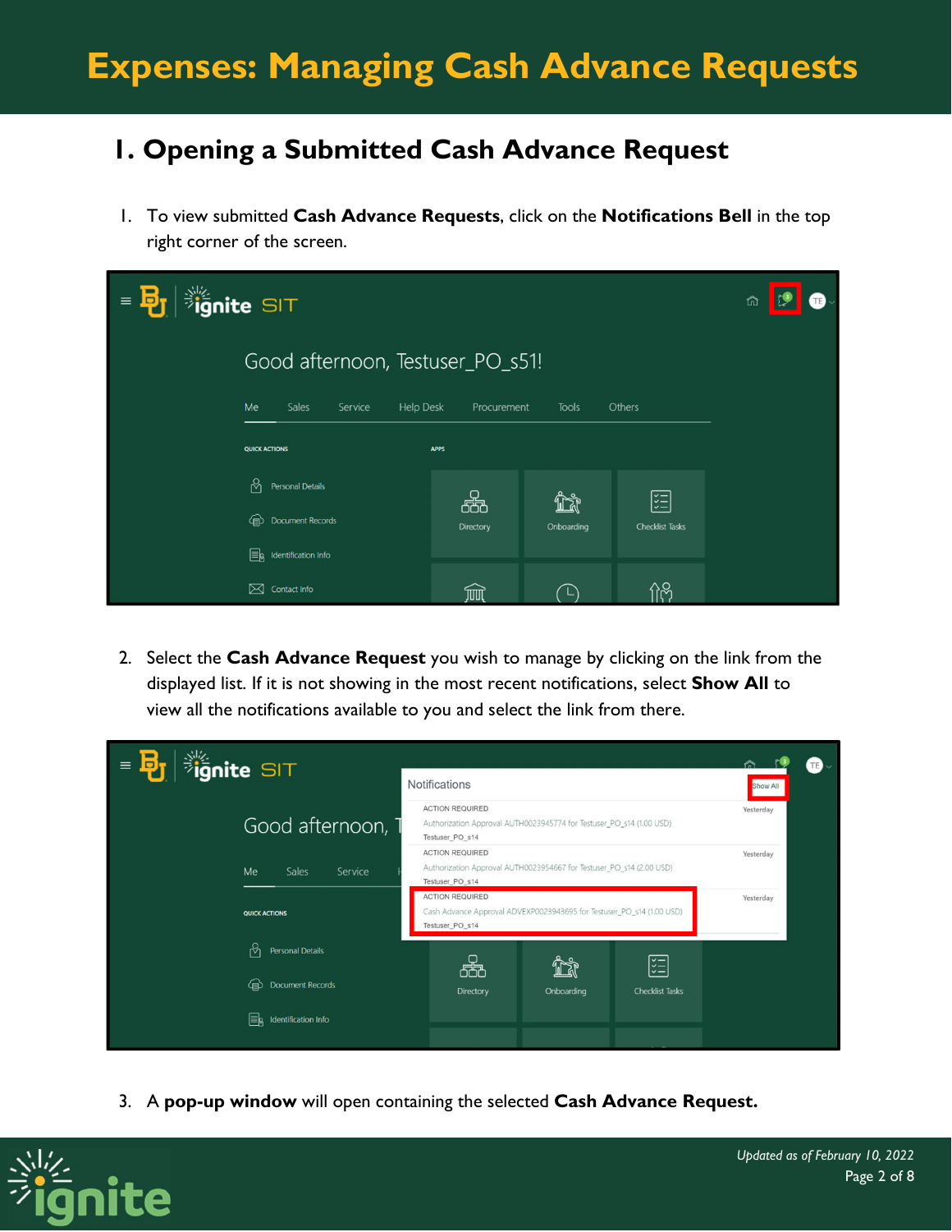# Expenses: Managing Cash Advance Requests

## 1. Opening a Submitted Cash Advance Request

1. To view submitted **Cash Advance Requests**, click on the **Notifications Bell** in the top right corner of the screen.

2. Select the **Cash Advance Request** you wish to manage by clicking on the link from the displayed list. If it is not showing in the most recent notifications, select **Show All** to view all the notifications available to you and select the link from there.

3. A **pop-up window** will open containing the selected **Cash Advance Request.**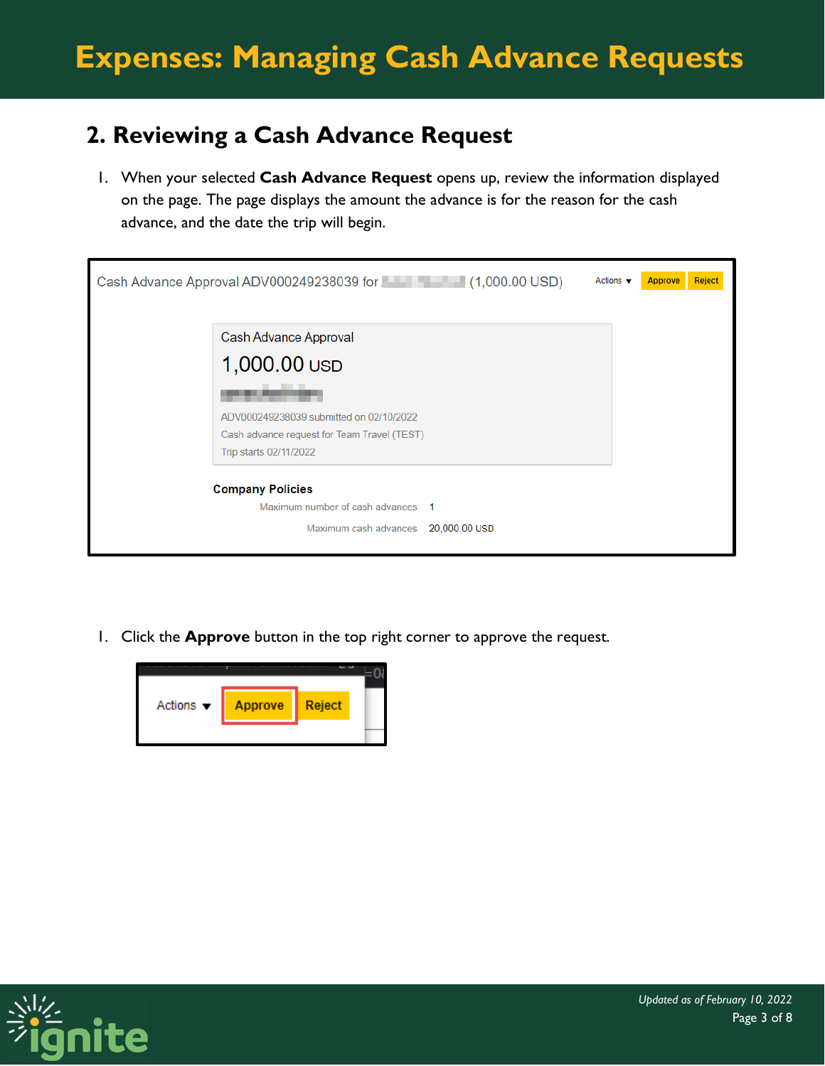# Expenses: Managing Cash Advance Requests

## 2. Reviewing a Cash Advance Request

1. When your selected **Cash Advance Request** opens up, review the information displayed on the page. The page displays the amount the advance is for the reason for the cash advance, and the date the trip will begin.

1. Click the **Approve** button in the top right corner to approve the request.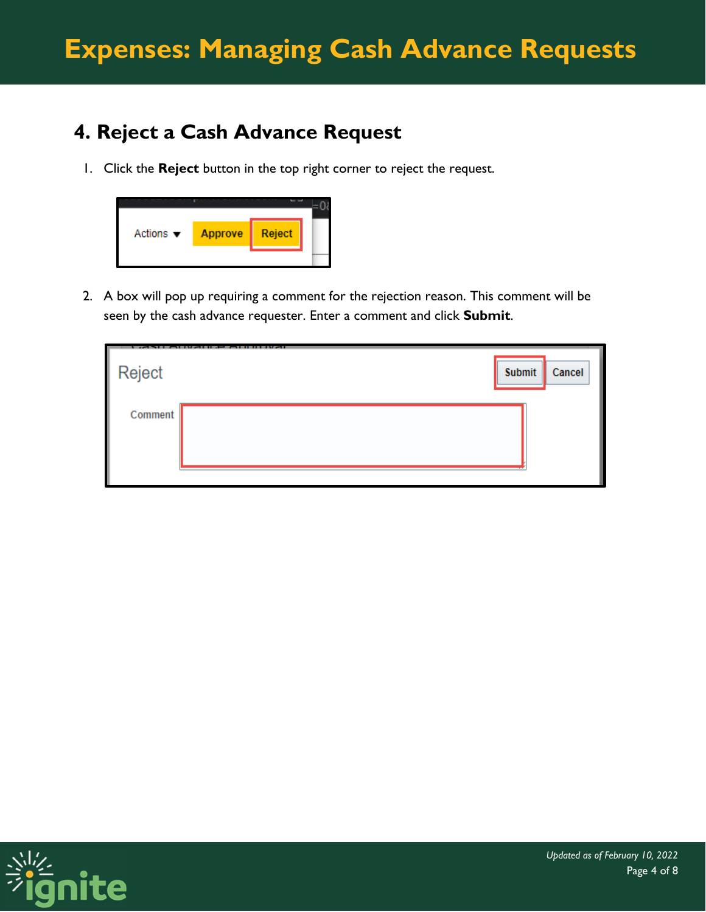## 4. Reject a Cash Advance Request

1. Click the **Reject** button in the top right corner to reject the request.

2. A box will pop up requiring a comment for the rejection reason. This comment will be seen by the cash advance requester. Enter a comment and click **Submit**.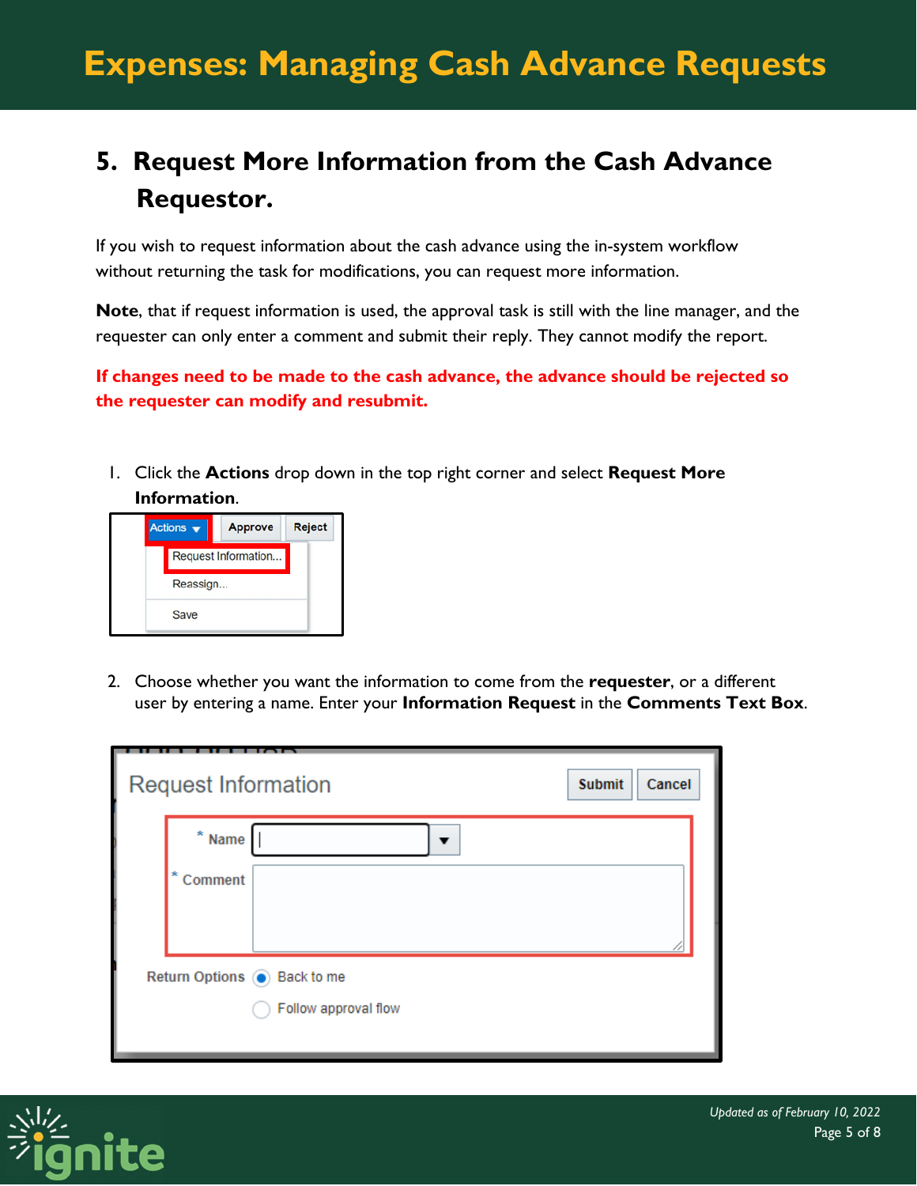## 5. Request More Information from the Cash Advance Requestor.

If you wish to request information about the cash advance using the in-system workflow without returning the task for modifications, you can request more information.

**Note**, that if request information is used, the approval task is still with the line manager, and the requester can only enter a comment and submit their reply. They cannot modify the report.

**If changes need to be made to the cash advance, the advance should be rejected so the requester can modify and resubmit.**

1. Click the **Actions** drop down in the top right corner and select **Request More Information**.

2. Choose whether you want the information to come from the **requester**, or a different user by entering a name. Enter your **Information Request** in the **Comments Text Box**.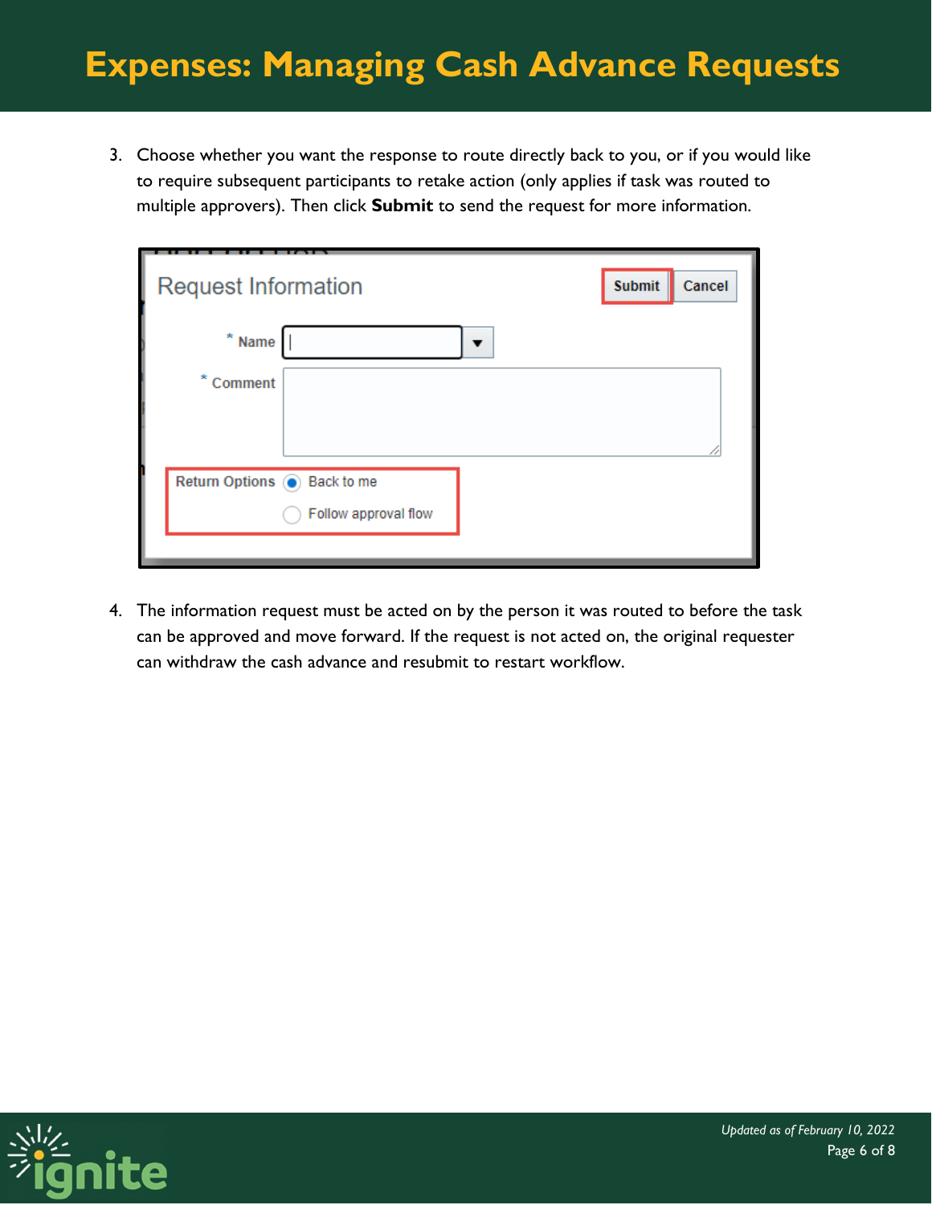# Expenses: Managing Cash Advance Requests

3. Choose whether you want the response to route directly back to you, or if you would like to require subsequent participants to retake action (only applies if task was routed to multiple approvers). Then click **Submit** to send the request for more information.

4. The information request must be acted on by the person it was routed to before the task can be approved and move forward. If the request is not acted on, the original requester can withdraw the cash advance and resubmit to restart workflow.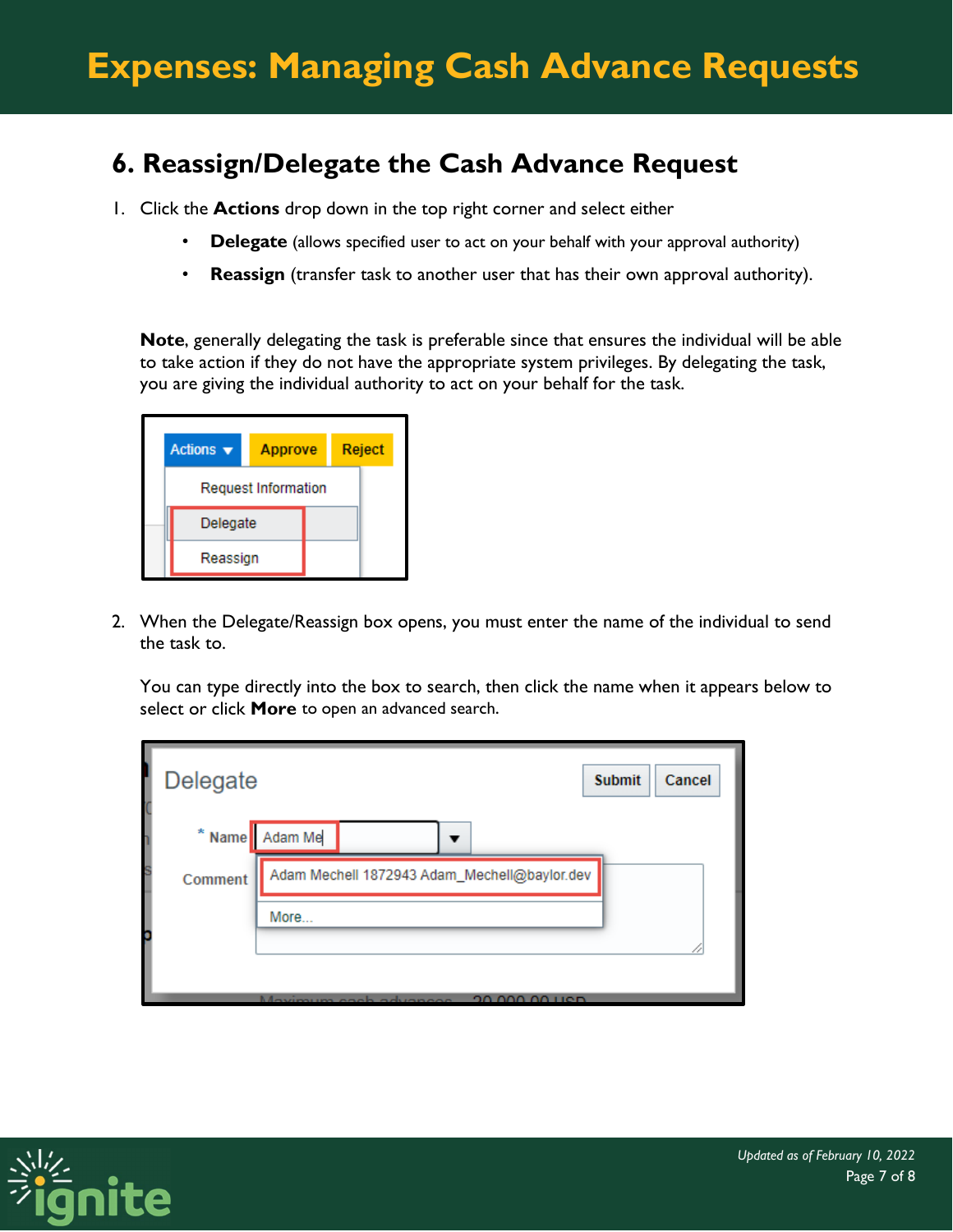# Expenses: Managing Cash Advance Requests

## 6. Reassign/Delegate the Cash Advance Request

1. Click the **Actions** drop down in the top right corner and select either
   - **Delegate** (allows specified user to act on your behalf with your approval authority)
   - **Reassign** (transfer task to another user that has their own approval authority).

   **Note**, generally delegating the task is preferable since that ensures the individual will be able to take action if they do not have the appropriate system privileges. By delegating the task, you are giving the individual authority to act on your behalf for the task.

2. When the Delegate/Reassign box opens, you must enter the name of the individual to send the task to.

   You can type directly into the box to search, then click the name when it appears below to select or click **More** to open an advanced search.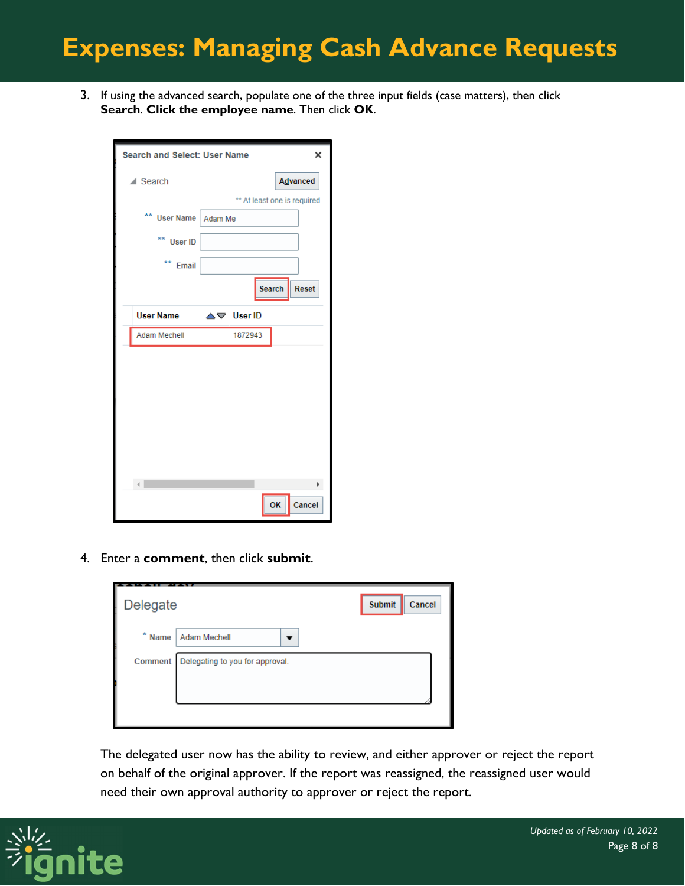3. If using the advanced search, populate one of the three input fields (case matters), then click **Search**. **Click the employee name**. Then click **OK**.

4. Enter a **comment**, then click **submit**.

The delegated user now has the ability to review, and either approver or reject the report on behalf of the original approver. If the report was reassigned, the reassigned user would need their own approval authority to approver or reject the report.